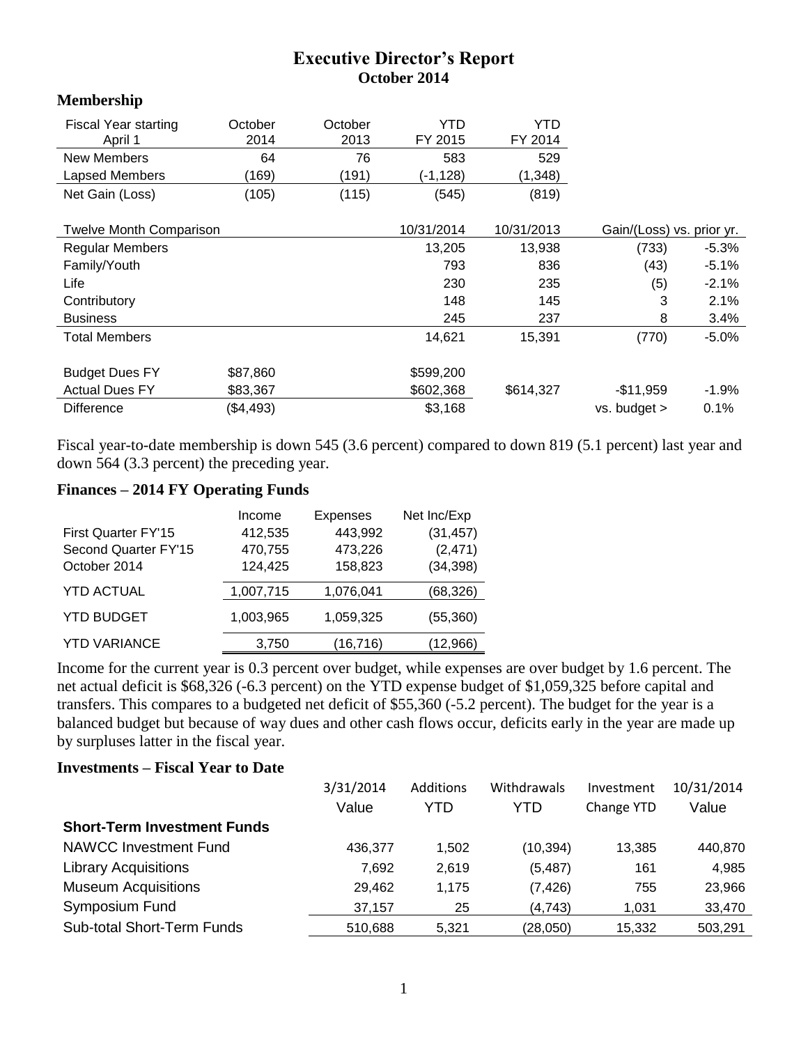# Executive Director's Report
## October 2014

### Membership

| Fiscal Year starting April 1 | October 2014 | October 2013 | YTD FY 2015 | YTD FY 2014 | | |
|---|---|---|---|---|---|---|
| New Members | 64 | 76 | 583 | 529 | | |
| Lapsed Members | (169) | (191) | (-1,128) | (1,348) | | |
| Net Gain (Loss) | (105) | (115) | (545) | (819) | | |
| **Twelve Month Comparison** | | | 10/31/2014 | 10/31/2013 | Gain/(Loss) vs. prior yr. | |
| Regular Members | | | 13,205 | 13,938 | (733) | -5.3% |
| Family/Youth | | | 793 | 836 | (43) | -5.1% |
| Life | | | 230 | 235 | (5) | -2.1% |
| Contributory | | | 148 | 145 | 3 | 2.1% |
| Business | | | 245 | 237 | 8 | 3.4% |
| Total Members | | | 14,621 | 15,391 | (770) | -5.0% |
| Budget Dues FY | $87,860 | | $599,200 | | | |
| Actual Dues FY | $83,367 | | $602,368 | $614,327 | -$11,959 | -1.9% |
| Difference | ($4,493) | | $3,168 | | vs. budget > | 0.1% |

Fiscal year-to-date membership is down 545 (3.6 percent) compared to down 819 (5.1 percent) last year and down 564 (3.3 percent) the preceding year.

### Finances – 2014 FY Operating Funds

| | Income | Expenses | Net Inc/Exp |
|---|---|---|---|
| First Quarter FY'15 | 412,535 | 443,992 | (31,457) |
| Second Quarter FY'15 | 470,755 | 473,226 | (2,471) |
| October 2014 | 124,425 | 158,823 | (34,398) |
| YTD ACTUAL | 1,007,715 | 1,076,041 | (68,326) |
| YTD BUDGET | 1,003,965 | 1,059,325 | (55,360) |
| YTD VARIANCE | 3,750 | (16,716) | (12,966) |

Income for the current year is 0.3 percent over budget, while expenses are over budget by 1.6 percent. The net actual deficit is $68,326 (-6.3 percent) on the YTD expense budget of $1,059,325 before capital and transfers. This compares to a budgeted net deficit of $55,360 (-5.2 percent). The budget for the year is a balanced budget but because of way dues and other cash flows occur, deficits early in the year are made up by surpluses latter in the fiscal year.

### Investments – Fiscal Year to Date

| | 3/31/2014 Value | Additions YTD | Withdrawals YTD | Investment Change YTD | 10/31/2014 Value |
|---|---|---|---|---|---|
| **Short-Term Investment Funds** | | | | | |
| NAWCC Investment Fund | 436,377 | 1,502 | (10,394) | 13,385 | 440,870 |
| Library Acquisitions | 7,692 | 2,619 | (5,487) | 161 | 4,985 |
| Museum Acquisitions | 29,462 | 1,175 | (7,426) | 755 | 23,966 |
| Symposium Fund | 37,157 | 25 | (4,743) | 1,031 | 33,470 |
| Sub-total Short-Term Funds | 510,688 | 5,321 | (28,050) | 15,332 | 503,291 |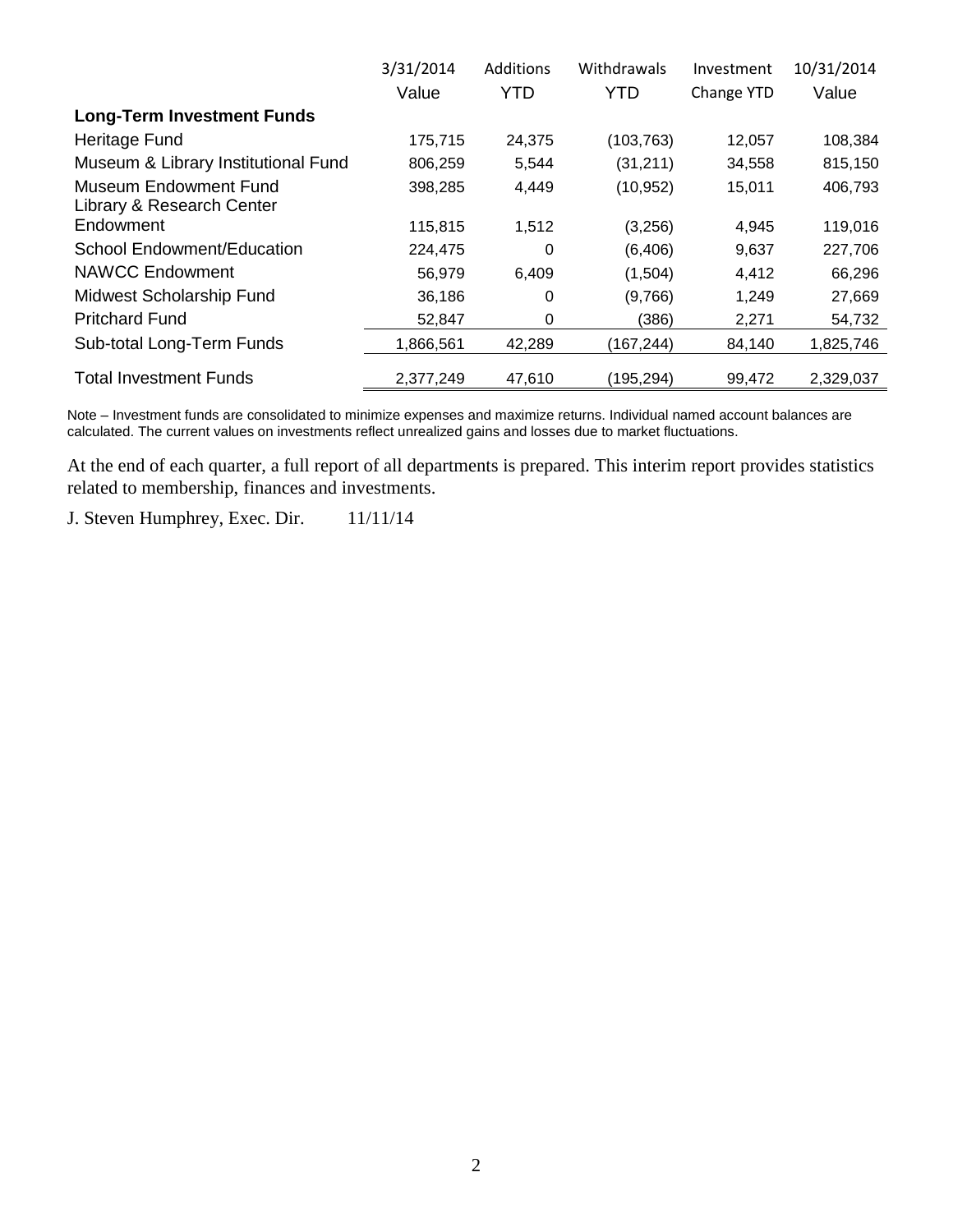| | 3/31/2014 Value | Additions YTD | Withdrawals YTD | Investment Change YTD | 10/31/2014 Value |
|---|---|---|---|---|---|
| **Long-Term Investment Funds** | | | | | |
| Heritage Fund | 175,715 | 24,375 | (103,763) | 12,057 | 108,384 |
| Museum & Library Institutional Fund | 806,259 | 5,544 | (31,211) | 34,558 | 815,150 |
| Museum Endowment Fund | 398,285 | 4,449 | (10,952) | 15,011 | 406,793 |
| Library & Research Center Endowment | 115,815 | 1,512 | (3,256) | 4,945 | 119,016 |
| School Endowment/Education | 224,475 | 0 | (6,406) | 9,637 | 227,706 |
| NAWCC Endowment | 56,979 | 6,409 | (1,504) | 4,412 | 66,296 |
| Midwest Scholarship Fund | 36,186 | 0 | (9,766) | 1,249 | 27,669 |
| Pritchard Fund | 52,847 | 0 | (386) | 2,271 | 54,732 |
| Sub-total Long-Term Funds | 1,866,561 | 42,289 | (167,244) | 84,140 | 1,825,746 |
| Total Investment Funds | 2,377,249 | 47,610 | (195,294) | 99,472 | 2,329,037 |

Note – Investment funds are consolidated to minimize expenses and maximize returns. Individual named account balances are calculated. The current values on investments reflect unrealized gains and losses due to market fluctuations.

At the end of each quarter, a full report of all departments is prepared. This interim report provides statistics related to membership, finances and investments.

J. Steven Humphrey, Exec. Dir. 11/11/14